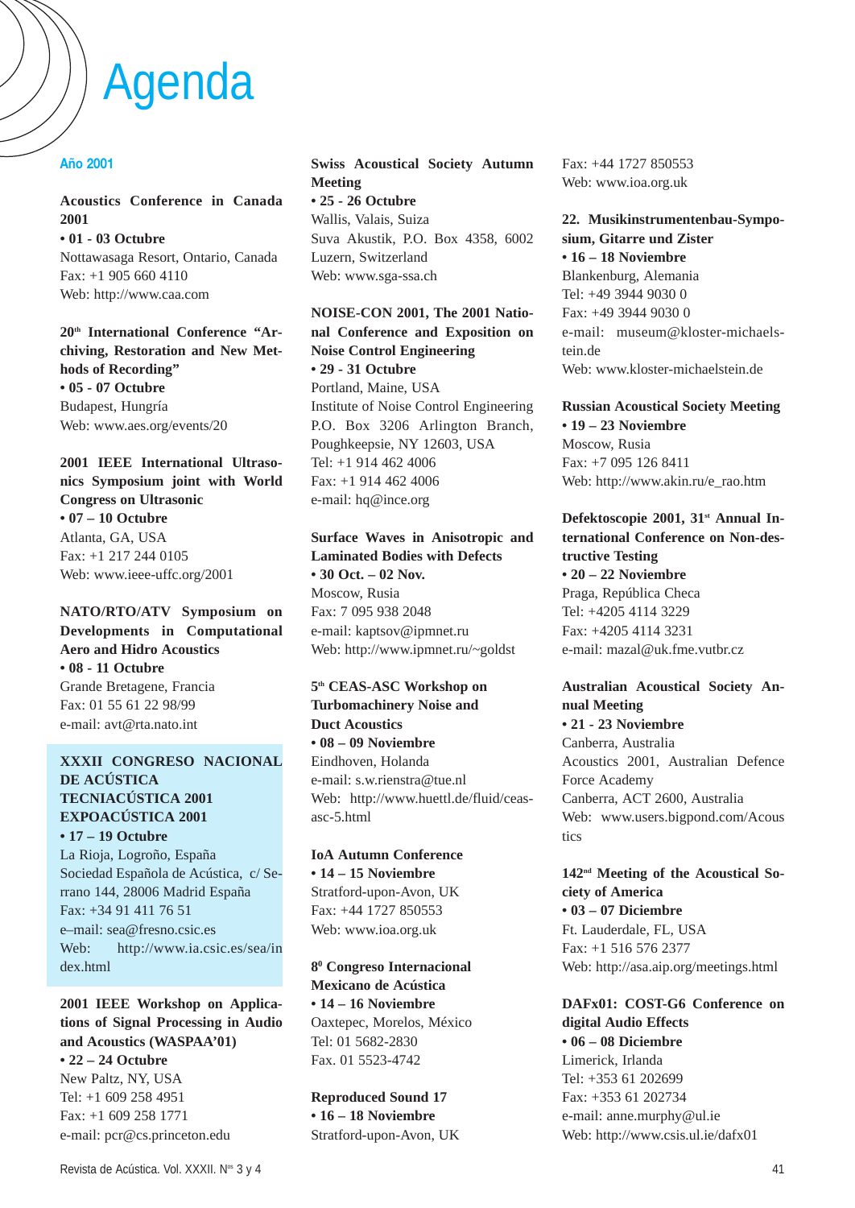# Agenda

## Año 2001

**Acoustics Conference in Canada 2001**
**• 01 - 03 Octubre**
Nottawasaga Resort, Ontario, Canada
Fax: +1 905 660 4110
Web: http://www.caa.com

**20th International Conference "Archiving, Restoration and New Methods of Recording"**
**• 05 - 07 Octubre**
Budapest, Hungría
Web: www.aes.org/events/20

**2001 IEEE International Ultrasonics Symposium joint with World Congress on Ultrasonic**
**• 07 – 10 Octubre**
Atlanta, GA, USA
Fax: +1 217 244 0105
Web: www.ieee-uffc.org/2001

**NATO/RTO/ATV Symposium on Developments in Computational Aero and Hidro Acoustics**
**• 08 - 11 Octubre**
Grande Bretagene, Francia
Fax: 01 55 61 22 98/99
e-mail: avt@rta.nato.int

**XXXII CONGRESO NACIONAL DE ACÚSTICA TECNIACÚSTICA 2001 EXPOACÚSTICA 2001**
**• 17 – 19 Octubre**
La Rioja, Logroño, España
Sociedad Española de Acústica, c/ Serrano 144, 28006 Madrid España
Fax: +34 91 411 76 51
e–mail: sea@fresno.csic.es
Web: http://www.ia.csic.es/sea/index.html

**2001 IEEE Workshop on Applications of Signal Processing in Audio and Acoustics (WASPAA'01)**
**• 22 – 24 Octubre**
New Paltz, NY, USA
Tel: +1 609 258 4951
Fax: +1 609 258 1771
e-mail: pcr@cs.princeton.edu

**Swiss Acoustical Society Autumn Meeting**
**• 25 - 26 Octubre**
Wallis, Valais, Suiza
Suva Akustik, P.O. Box 4358, 6002 Luzern, Switzerland
Web: www.sga-ssa.ch

**NOISE-CON 2001, The 2001 National Conference and Exposition on Noise Control Engineering**
**• 29 - 31 Octubre**
Portland, Maine, USA
Institute of Noise Control Engineering
P.O. Box 3206 Arlington Branch, Poughkeepsie, NY 12603, USA
Tel: +1 914 462 4006
Fax: +1 914 462 4006
e-mail: hq@ince.org

**Surface Waves in Anisotropic and Laminated Bodies with Defects**
**• 30 Oct. – 02 Nov.**
Moscow, Rusia
Fax: 7 095 938 2048
e-mail: kaptsov@ipmnet.ru
Web: http://www.ipmnet.ru/~goldst

**5th CEAS-ASC Workshop on Turbomachinery Noise and Duct Acoustics**
**• 08 – 09 Noviembre**
Eindhoven, Holanda
e-mail: s.w.rienstra@tue.nl
Web: http://www.huettl.de/fluid/ceas-asc-5.html

**IoA Autumn Conference**
**• 14 – 15 Noviembre**
Stratford-upon-Avon, UK
Fax: +44 1727 850553
Web: www.ioa.org.uk

**8º Congreso Internacional Mexicano de Acústica**
**• 14 – 16 Noviembre**
Oaxtepec, Morelos, México
Tel: 01 5682-2830
Fax. 01 5523-4742

**Reproduced Sound 17**
**• 16 – 18 Noviembre**
Stratford-upon-Avon, UK
Fax: +44 1727 850553
Web: www.ioa.org.uk

**22. Musikinstrumentenbau-Symposium, Gitarre und Zister**
**• 16 – 18 Noviembre**
Blankenburg, Alemania
Tel: +49 3944 9030 0
Fax: +49 3944 9030 0
e-mail: museum@kloster-michaelstein.de
Web: www.kloster-michaelstein.de

**Russian Acoustical Society Meeting**
**• 19 – 23 Noviembre**
Moscow, Rusia
Fax: +7 095 126 8411
Web: http://www.akin.ru/e_rao.htm

**Defektoscopie 2001, 31st Annual International Conference on Non-destructive Testing**
**• 20 – 22 Noviembre**
Praga, República Checa
Tel: +4205 4114 3229
Fax: +4205 4114 3231
e-mail: mazal@uk.fme.vutbr.cz

**Australian Acoustical Society Annual Meeting**
**• 21 - 23 Noviembre**
Canberra, Australia
Acoustics 2001, Australian Defence Force Academy
Canberra, ACT 2600, Australia
Web: www.users.bigpond.com/Acoustics

**142nd Meeting of the Acoustical Society of America**
**• 03 – 07 Diciembre**
Ft. Lauderdale, FL, USA
Fax: +1 516 576 2377
Web: http://asa.aip.org/meetings.html

**DAFx01: COST-G6 Conference on digital Audio Effects**
**• 06 – 08 Diciembre**
Limerick, Irlanda
Tel: +353 61 202699
Fax: +353 61 202734
e-mail: anne.murphy@ul.ie
Web: http://www.csis.ul.ie/dafx01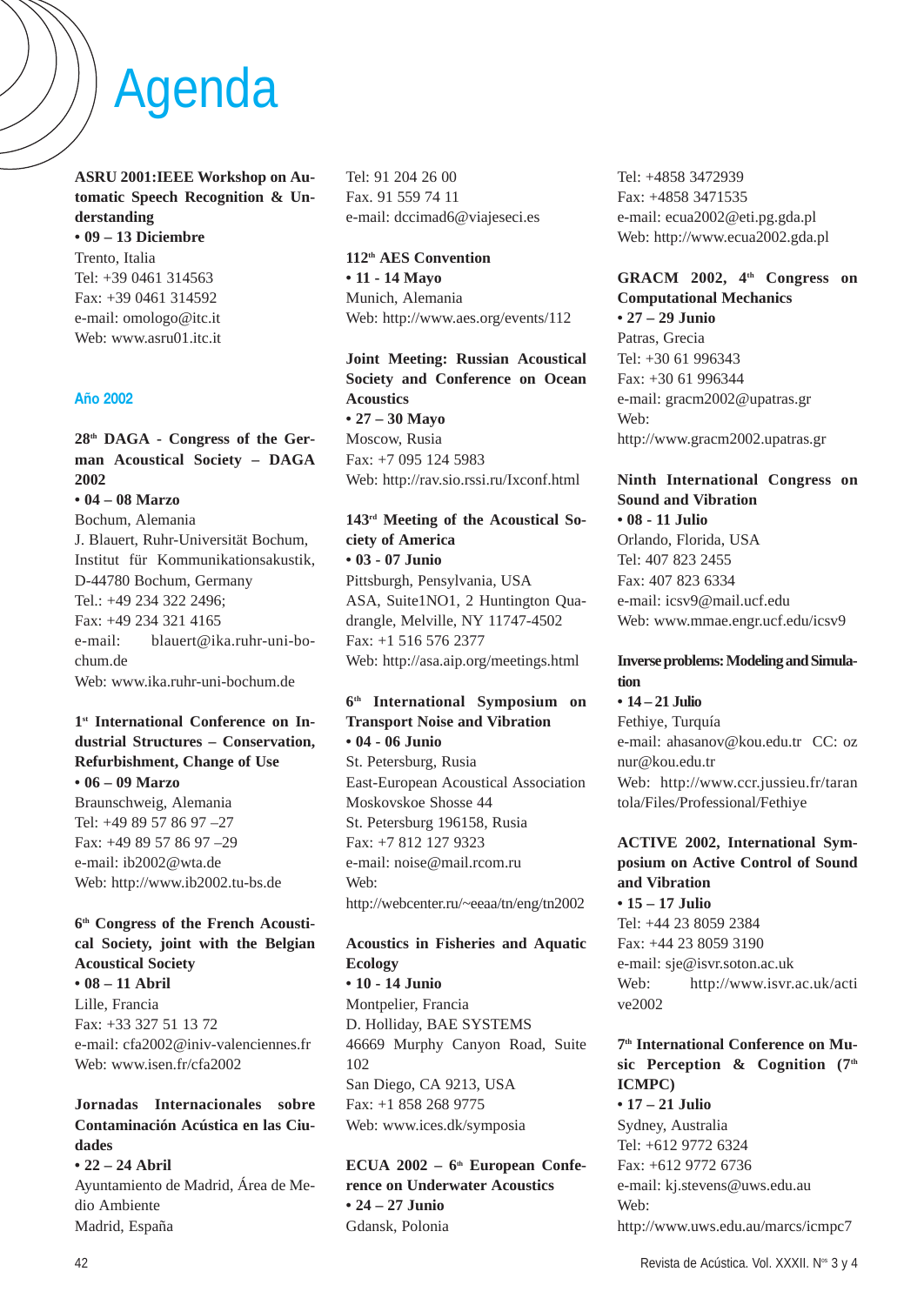# Agenda

**ASRU 2001:IEEE Workshop on Automatic Speech Recognition & Understanding**
**• 09 – 13 Diciembre**
Trento, Italia
Tel: +39 0461 314563
Fax: +39 0461 314592
e-mail: omologo@itc.it
Web: www.asru01.itc.it

## Año 2002

**28th DAGA - Congress of the German Acoustical Society – DAGA 2002**
**• 04 – 08 Marzo**
Bochum, Alemania
J. Blauert, Ruhr-Universität Bochum, Institut für Kommunikationsakustik, D-44780 Bochum, Germany
Tel.: +49 234 322 2496;
Fax: +49 234 321 4165
e-mail: blauert@ika.ruhr-uni-bochum.de
Web: www.ika.ruhr-uni-bochum.de

**1st International Conference on Industrial Structures – Conservation, Refurbishment, Change of Use**
**• 06 – 09 Marzo**
Braunschweig, Alemania
Tel: +49 89 57 86 97 –27
Fax: +49 89 57 86 97 –29
e-mail: ib2002@wta.de
Web: http://www.ib2002.tu-bs.de

**6th Congress of the French Acoustical Society, joint with the Belgian Acoustical Society**
**• 08 – 11 Abril**
Lille, Francia
Fax: +33 327 51 13 72
e-mail: cfa2002@iniv-valenciennes.fr
Web: www.isen.fr/cfa2002

**Jornadas Internacionales sobre Contaminación Acústica en las Ciudades**
**• 22 – 24 Abril**
Ayuntamiento de Madrid, Área de Medio Ambiente
Madrid, España
Tel: 91 204 26 00
Fax. 91 559 74 11
e-mail: dccimad6@viajeseci.es

**112th AES Convention**
**• 11 - 14 Mayo**
Munich, Alemania
Web: http://www.aes.org/events/112

**Joint Meeting: Russian Acoustical Society and Conference on Ocean Acoustics**
**• 27 – 30 Mayo**
Moscow, Rusia
Fax: +7 095 124 5983
Web: http://rav.sio.rssi.ru/Ixconf.html

**143rd Meeting of the Acoustical Society of America**
**• 03 - 07 Junio**
Pittsburgh, Pensylvania, USA
ASA, Suite1NO1, 2 Huntington Quadrangle, Melville, NY 11747-4502
Fax: +1 516 576 2377
Web: http://asa.aip.org/meetings.html

**6th International Symposium on Transport Noise and Vibration**
**• 04 - 06 Junio**
St. Petersburg, Rusia
East-European Acoustical Association
Moskovskoe Shosse 44
St. Petersburg 196158, Rusia
Fax: +7 812 127 9323
e-mail: noise@mail.rcom.ru
Web:
http://webcenter.ru/~eeaa/tn/eng/tn2002

**Acoustics in Fisheries and Aquatic Ecology**
**• 10 - 14 Junio**
Montpelier, Francia
D. Holliday, BAE SYSTEMS
46669 Murphy Canyon Road, Suite 102
San Diego, CA 9213, USA
Fax: +1 858 268 9775
Web: www.ices.dk/symposia

**ECUA 2002 – 6th European Conference on Underwater Acoustics**
**• 24 – 27 Junio**
Gdansk, Polonia
Tel: +4858 3472939
Fax: +4858 3471535
e-mail: ecua2002@eti.pg.gda.pl
Web: http://www.ecua2002.gda.pl

**GRACM 2002, 4th Congress on Computational Mechanics**
**• 27 – 29 Junio**
Patras, Grecia
Tel: +30 61 996343
Fax: +30 61 996344
e-mail: gracm2002@upatras.gr
Web:
http://www.gracm2002.upatras.gr

**Ninth International Congress on Sound and Vibration**
**• 08 - 11 Julio**
Orlando, Florida, USA
Tel: 407 823 2455
Fax: 407 823 6334
e-mail: icsv9@mail.ucf.edu
Web: www.mmae.engr.ucf.edu/icsv9

**Inverse problems: Modeling and Simulation**
**• 14 – 21 Julio**
Fethiye, Turquía
e-mail: ahasanov@kou.edu.tr CC: oznur@kou.edu.tr
Web: http://www.ccr.jussieu.fr/tarantola/Files/Professional/Fethiye

**ACTIVE 2002, International Symposium on Active Control of Sound and Vibration**
**• 15 – 17 Julio**
Tel: +44 23 8059 2384
Fax: +44 23 8059 3190
e-mail: sje@isvr.soton.ac.uk
Web: http://www.isvr.ac.uk/active2002

**7th International Conference on Music Perception & Cognition (7th ICMPC)**
**• 17 – 21 Julio**
Sydney, Australia
Tel: +612 9772 6324
Fax: +612 9772 6736
e-mail: kj.stevens@uws.edu.au
Web:
http://www.uws.edu.au/marcs/icmpc7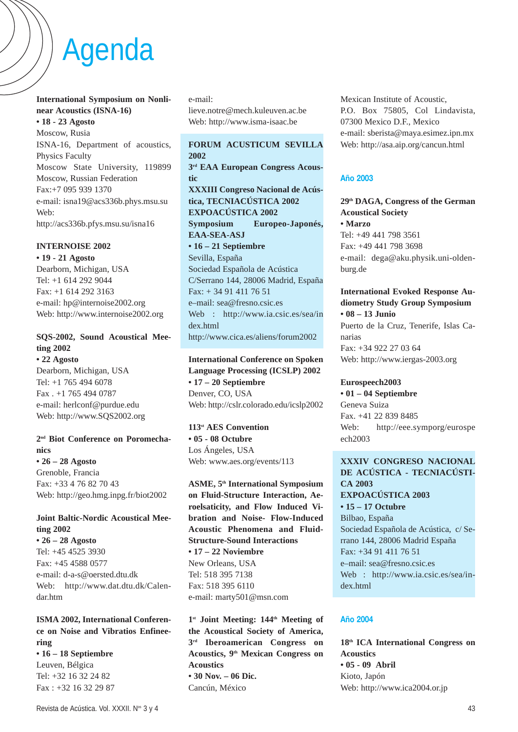# Agenda

**International Symposium on Nonlinear Acoustics (ISNA-16)**
**• 18 - 23 Agosto**
Moscow, Rusia
ISNA-16, Department of acoustics, Physics Faculty
Moscow State University, 119899 Moscow, Russian Federation
Fax:+7 095 939 1370
e-mail: isna19@acs336b.phys.msu.su
Web:
http://acs336b.pfys.msu.su/isna16

**INTERNOISE 2002**
**• 19 - 21 Agosto**
Dearborn, Michigan, USA
Tel: +1 614 292 9044
Fax: +1 614 292 3163
e-mail: hp@internoise2002.org
Web: http://www.internoise2002.org

**SQS-2002, Sound Acoustical Meeting 2002**
**• 22 Agosto**
Dearborn, Michigan, USA
Tel: +1 765 494 6078
Fax . +1 765 494 0787
e-mail: herlconf@purdue.edu
Web: http://www.SQS2002.org

**2nd Biot Conference on Poromechanics**
**• 26 – 28 Agosto**
Grenoble, Francia
Fax: +33 4 76 82 70 43
Web: http://geo.hmg.inpg.fr/biot2002

**Joint Baltic-Nordic Acoustical Meeting 2002**
**• 26 – 28 Agosto**
Tel: +45 4525 3930
Fax: +45 4588 0577
e-mail: d-a-s@oersted.dtu.dk
Web: http://www.dat.dtu.dk/Calendar.htm

**ISMA 2002, International Conference on Noise and Vibratios Enfineering**
**• 16 – 18 Septiembre**
Leuven, Bélgica
Tel: +32 16 32 24 82
Fax : +32 16 32 29 87
e-mail:
lieve.notre@mech.kuleuven.ac.be
Web: http://www.isma-isaac.be

**FORUM ACUSTICUM SEVILLA 2002**
**3rd EAA European Congress Acoustic**
**XXXIII Congreso Nacional de Acústica, TECNIACÚSTICA 2002**
**EXPOACÚSTICA 2002**
**Symposium Europeo-Japonés, EAA-SEA-ASJ**
**• 16 – 21 Septiembre**
Sevilla, España
Sociedad Española de Acústica
C/Serrano 144, 28006 Madrid, España
Fax: + 34 91 411 76 51
e–mail: sea@fresno.csic.es
Web : http://www.ia.csic.es/sea/index.html
http://www.cica.es/aliens/forum2002

**International Conference on Spoken Language Processing (ICSLP) 2002**
**• 17 – 20 Septiembre**
Denver, CO, USA
Web: http://cslr.colorado.edu/icslp2002

**113st AES Convention**
**• 05 - 08 Octubre**
Los Ángeles, USA
Web: www.aes.org/events/113

**ASME, 5th International Symposium on Fluid-Structure Interaction, Aeroelsaticity, and Flow Induced Vibration and Noise- Flow-Induced Acoustic Phenomena and Fluid-Structure-Sound Interactions**
**• 17 – 22 Noviembre**
New Orleans, USA
Tel: 518 395 7138
Fax: 518 395 6110
e-mail: marty501@msn.com

**1st Joint Meeting: 144th Meeting of the Acoustical Society of America, 3rd Iberoamerican Congress on Acoustics, 9th Mexican Congress on Acoustics**
**• 30 Nov. – 06 Dic.**
Cancún, México
Mexican Institute of Acoustic,
P.O. Box 75805, Col Lindavista, 07300 Mexico D.F., Mexico
e-mail: sberista@maya.esimez.ipn.mx
Web: http://asa.aip.org/cancun.html

## Año 2003

**29th DAGA, Congress of the German Acoustical Society**
**• Marzo**
Tel: +49 441 798 3561
Fax: +49 441 798 3698
e-mail: dega@aku.physik.uni-oldenburg.de

**International Evoked Response Audiometry Study Group Symposium**
**• 08 – 13 Junio**
Puerto de la Cruz, Tenerife, Islas Canarias
Fax: +34 922 27 03 64
Web: http://www.iergas-2003.org

**Eurospeech2003**
**• 01 – 04 Septiembre**
Geneva Suiza
Fax. +41 22 839 8485
Web: http://eee.symporg/eurospeech2003

**XXXIV CONGRESO NACIONAL DE ACÚSTICA - TECNIACÚSTICA 2003**
**EXPOACÚSTICA 2003**
**• 15 – 17 Octubre**
Bilbao, España
Sociedad Española de Acústica, c/ Serrano 144, 28006 Madrid España
Fax: +34 91 411 76 51
e–mail: sea@fresno.csic.es
Web : http://www.ia.csic.es/sea/index.html

## Año 2004

**18th ICA International Congress on Acoustics**
**• 05 - 09 Abril**
Kioto, Japón
Web: http://www.ica2004.or.jp